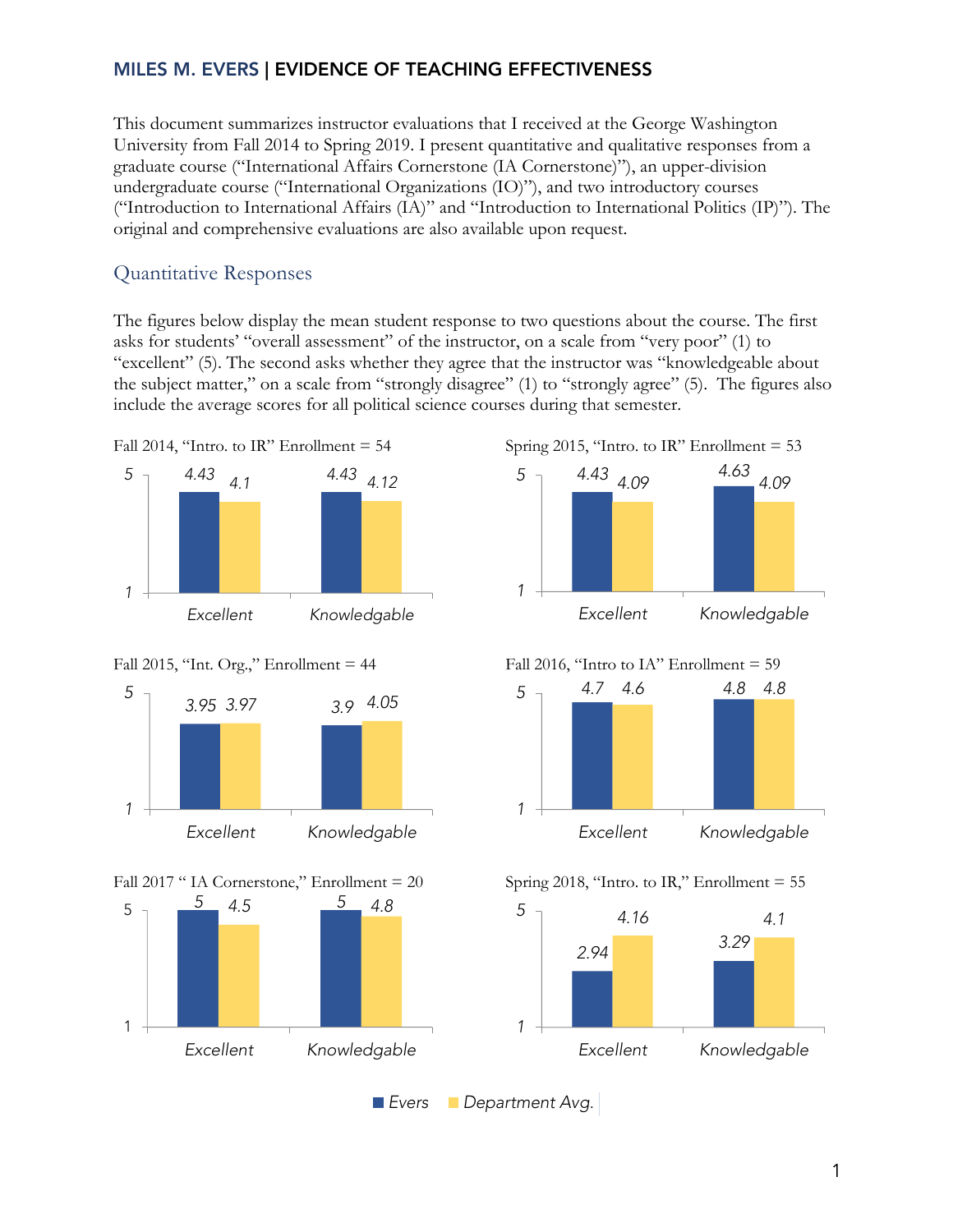## MILES M. EVERS | EVIDENCE OF TEACHING EFFECTIVENESS

This document summarizes instructor evaluations that I received at the George Washington University from Fall 2014 to Spring 2019. I present quantitative and qualitative responses from a graduate course ("International Affairs Cornerstone (IA Cornerstone)"), an upper-division undergraduate course ("International Organizations (IO)"), and two introductory courses ("Introduction to International Affairs (IA)" and "Introduction to International Politics (IP)"). The original and comprehensive evaluations are also available upon request.

### Quantitative Responses

The figures below display the mean student response to two questions about the course. The first asks for students' "overall assessment" of the instructor, on a scale from "very poor" (1) to "excellent" (5). The second asks whether they agree that the instructor was "knowledgeable about the subject matter," on a scale from "strongly disagree" (1) to "strongly agree" (5). The figures also include the average scores for all political science courses during that semester.

Fall 2014, "Intro. to IR" Enrollment = 54

| | Evers | Department Avg. |
|---|---|---|
| Excellent | 4.43 | 4.1 |
| Knowledgable | 4.43 | 4.12 |

Spring 2015, "Intro. to IR" Enrollment = 53

| | Evers | Department Avg. |
|---|---|---|
| Excellent | 4.43 | 4.09 |
| Knowledgable | 4.63 | 4.09 |

Fall 2015, "Int. Org.," Enrollment = 44

| | Evers | Department Avg. |
|---|---|---|
| Excellent | 3.95 | 3.97 |
| Knowledgable | 3.9 | 4.05 |

Fall 2016, "Intro to IA" Enrollment = 59

| | Evers | Department Avg. |
|---|---|---|
| Excellent | 4.7 | 4.6 |
| Knowledgable | 4.8 | 4.8 |

Fall 2017 " IA Cornerstone," Enrollment = 20

| | Evers | Department Avg. |
|---|---|---|
| Excellent | 5 | 4.5 |
| Knowledgable | 5 | 4.8 |

Spring 2018, "Intro. to IR," Enrollment = 55

| | Evers | Department Avg. |
|---|---|---|
| Excellent | 2.94 | 4.16 |
| Knowledgable | 3.29 | 4.1 |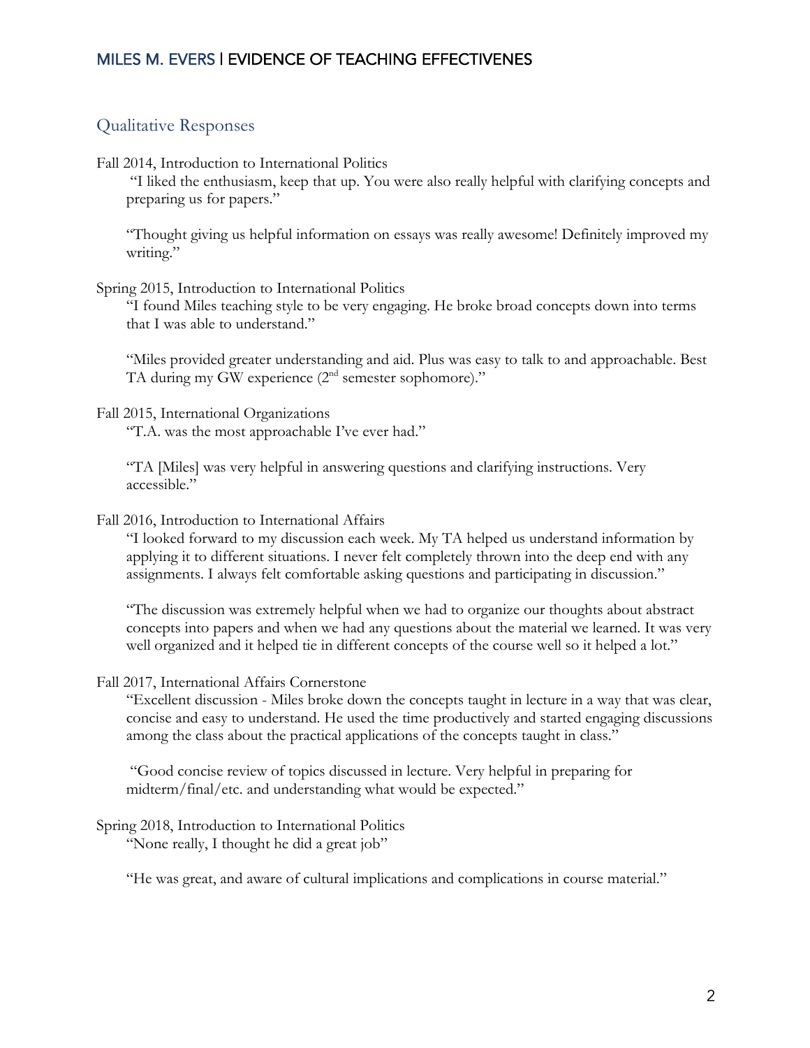## Qualitative Responses

Fall 2014, Introduction to International Politics

> "I liked the enthusiasm, keep that up. You were also really helpful with clarifying concepts and preparing us for papers."
>
> "Thought giving us helpful information on essays was really awesome! Definitely improved my writing."

Spring 2015, Introduction to International Politics

> "I found Miles teaching style to be very engaging. He broke broad concepts down into terms that I was able to understand."
>
> "Miles provided greater understanding and aid. Plus was easy to talk to and approachable. Best TA during my GW experience (2nd semester sophomore)."

Fall 2015, International Organizations

> "T.A. was the most approachable I've ever had."
>
> "TA [Miles] was very helpful in answering questions and clarifying instructions. Very accessible."

Fall 2016, Introduction to International Affairs

> "I looked forward to my discussion each week. My TA helped us understand information by applying it to different situations. I never felt completely thrown into the deep end with any assignments. I always felt comfortable asking questions and participating in discussion."
>
> "The discussion was extremely helpful when we had to organize our thoughts about abstract concepts into papers and when we had any questions about the material we learned. It was very well organized and it helped tie in different concepts of the course well so it helped a lot."

Fall 2017, International Affairs Cornerstone

> "Excellent discussion - Miles broke down the concepts taught in lecture in a way that was clear, concise and easy to understand. He used the time productively and started engaging discussions among the class about the practical applications of the concepts taught in class."
>
> "Good concise review of topics discussed in lecture. Very helpful in preparing for midterm/final/etc. and understanding what would be expected."

Spring 2018, Introduction to International Politics

> "None really, I thought he did a great job"
>
> "He was great, and aware of cultural implications and complications in course material."